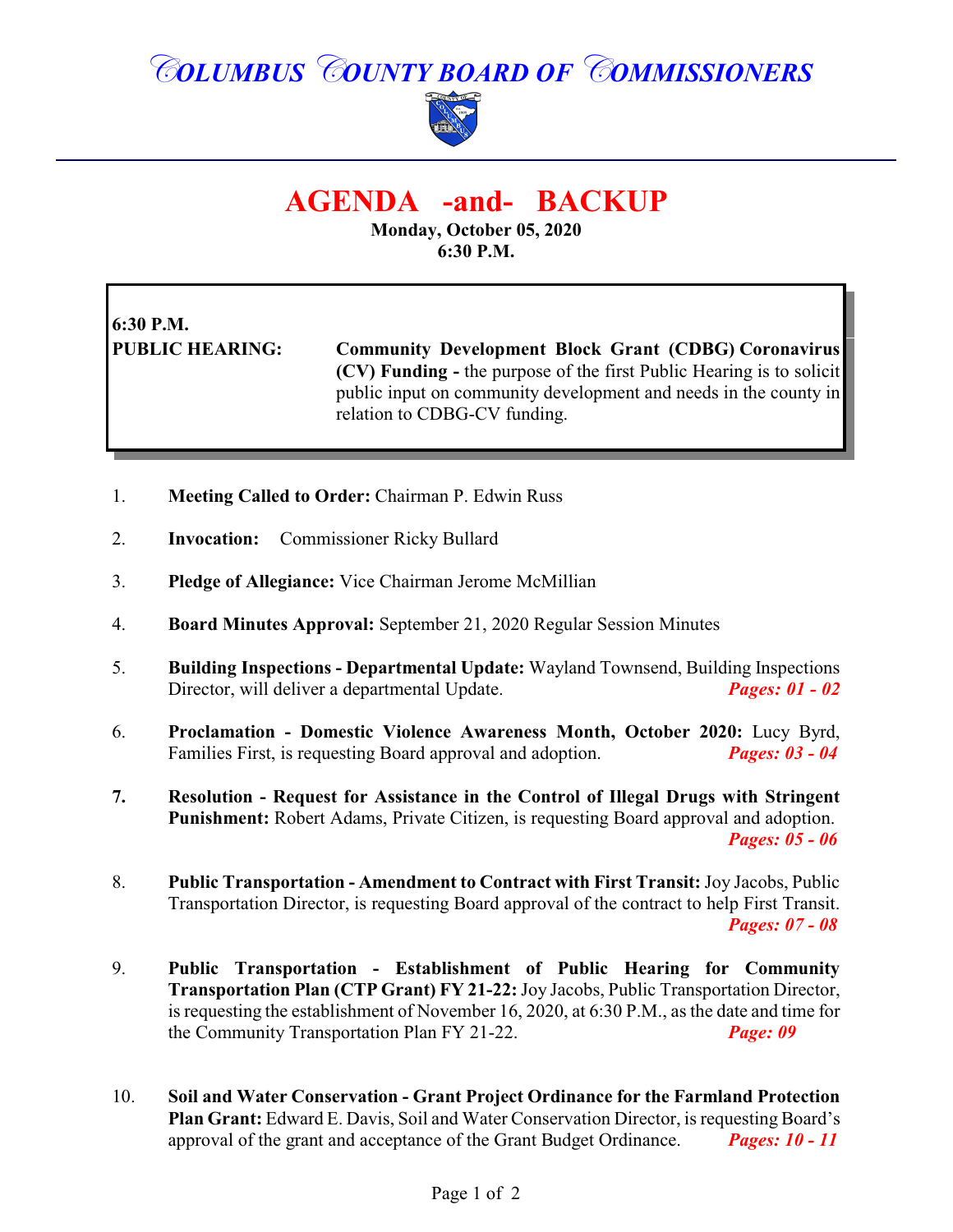# COLUMBUS COUNTY BOARD OF COMMISSIONERS

## AGENDA -and- BACKUP

**Monday, October 05, 2020**
**6:30 P.M.**

**6:30 P.M.**
**PUBLIC HEARING:** **Community Development Block Grant (CDBG) Coronavirus (CV) Funding -** the purpose of the first Public Hearing is to solicit public input on community development and needs in the county in relation to CDBG-CV funding.

1. **Meeting Called to Order:** Chairman P. Edwin Russ

2. **Invocation:** Commissioner Ricky Bullard

3. **Pledge of Allegiance:** Vice Chairman Jerome McMillian

4. **Board Minutes Approval:** September 21, 2020 Regular Session Minutes

5. **Building Inspections - Departmental Update:** Wayland Townsend, Building Inspections Director, will deliver a departmental Update. ***Pages: 01 - 02***

6. **Proclamation - Domestic Violence Awareness Month, October 2020:** Lucy Byrd, Families First, is requesting Board approval and adoption. ***Pages: 03 - 04***

7. **Resolution - Request for Assistance in the Control of Illegal Drugs with Stringent Punishment:** Robert Adams, Private Citizen, is requesting Board approval and adoption. ***Pages: 05 - 06***

8. **Public Transportation - Amendment to Contract with First Transit:** Joy Jacobs, Public Transportation Director, is requesting Board approval of the contract to help First Transit. ***Pages: 07 - 08***

9. **Public Transportation - Establishment of Public Hearing for Community Transportation Plan (CTP Grant) FY 21-22:** Joy Jacobs, Public Transportation Director, is requesting the establishment of November 16, 2020, at 6:30 P.M., as the date and time for the Community Transportation Plan FY 21-22. ***Page: 09***

10. **Soil and Water Conservation - Grant Project Ordinance for the Farmland Protection Plan Grant:** Edward E. Davis, Soil and Water Conservation Director, is requesting Board's approval of the grant and acceptance of the Grant Budget Ordinance. ***Pages: 10 - 11***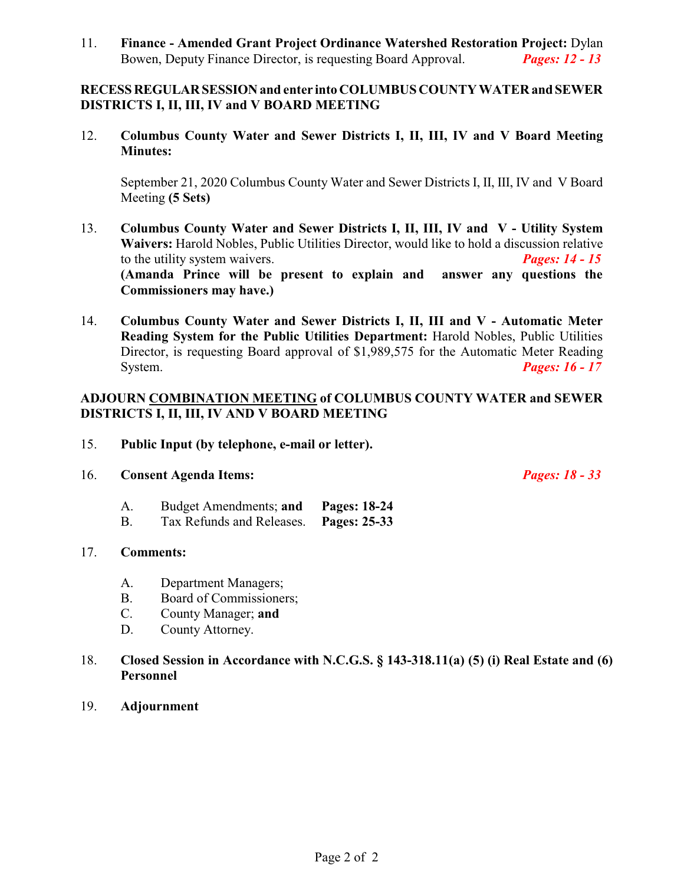11. **Finance - Amended Grant Project Ordinance Watershed Restoration Project:** Dylan Bowen, Deputy Finance Director, is requesting Board Approval. ***Pages: 12 - 13***

**RECESS REGULAR SESSION and enter into COLUMBUS COUNTY WATER and SEWER DISTRICTS I, II, III, IV and V BOARD MEETING**

12. **Columbus County Water and Sewer Districts I, II, III, IV and V Board Meeting Minutes:**

    September 21, 2020 Columbus County Water and Sewer Districts I, II, III, IV and V Board Meeting **(5 Sets)**

13. **Columbus County Water and Sewer Districts I, II, III, IV and V - Utility System Waivers:** Harold Nobles, Public Utilities Director, would like to hold a discussion relative to the utility system waivers. ***Pages: 14 - 15***
    **(Amanda Prince will be present to explain and answer any questions the Commissioners may have.)**

14. **Columbus County Water and Sewer Districts I, II, III and V - Automatic Meter Reading System for the Public Utilities Department:** Harold Nobles, Public Utilities Director, is requesting Board approval of $1,989,575 for the Automatic Meter Reading System. ***Pages: 16 - 17***

**ADJOURN <u>COMBINATION MEETING</u> of COLUMBUS COUNTY WATER and SEWER DISTRICTS I, II, III, IV AND V BOARD MEETING**

15. **Public Input (by telephone, e-mail or letter).**

16. **Consent Agenda Items:** ***Pages: 18 - 33***

    A. Budget Amendments; **and** **Pages: 18-24**
    B. Tax Refunds and Releases. **Pages: 25-33**

17. **Comments:**

    A. Department Managers;
    B. Board of Commissioners;
    C. County Manager; **and**
    D. County Attorney.

18. **Closed Session in Accordance with N.C.G.S. § 143-318.11(a) (5) (i) Real Estate and (6) Personnel**

19. **Adjournment**